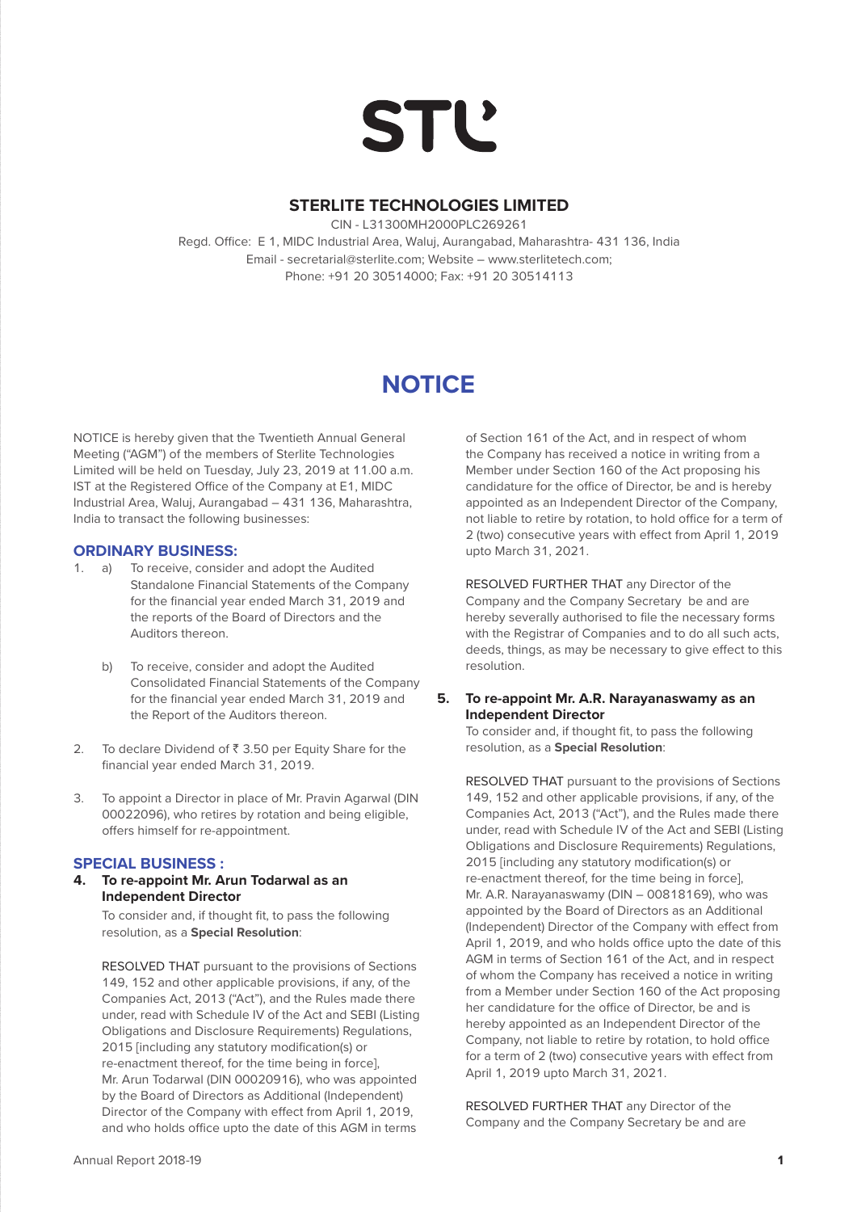# STL

## STERLITE TECHNOLOGIES LIMITED

CIN - L31300MH2000PLC269261
Regd. Office: E 1, MIDC Industrial Area, Waluj, Aurangabad, Maharashtra- 431 136, India
Email - secretarial@sterlite.com; Website – www.sterlitetech.com;
Phone: +91 20 30514000; Fax: +91 20 30514113

# NOTICE

NOTICE is hereby given that the Twentieth Annual General Meeting ("AGM") of the members of Sterlite Technologies Limited will be held on Tuesday, July 23, 2019 at 11.00 a.m. IST at the Registered Office of the Company at E1, MIDC Industrial Area, Waluj, Aurangabad – 431 136, Maharashtra, India to transact the following businesses:

### ORDINARY BUSINESS:

1. a) To receive, consider and adopt the Audited Standalone Financial Statements of the Company for the financial year ended March 31, 2019 and the reports of the Board of Directors and the Auditors thereon.

   b) To receive, consider and adopt the Audited Consolidated Financial Statements of the Company for the financial year ended March 31, 2019 and the Report of the Auditors thereon.

2. To declare Dividend of ₹ 3.50 per Equity Share for the financial year ended March 31, 2019.

3. To appoint a Director in place of Mr. Pravin Agarwal (DIN 00022096), who retires by rotation and being eligible, offers himself for re-appointment.

### SPECIAL BUSINESS :

**4. To re-appoint Mr. Arun Todarwal as an Independent Director**

To consider and, if thought fit, to pass the following resolution, as a **Special Resolution**:

RESOLVED THAT pursuant to the provisions of Sections 149, 152 and other applicable provisions, if any, of the Companies Act, 2013 ("Act"), and the Rules made there under, read with Schedule IV of the Act and SEBI (Listing Obligations and Disclosure Requirements) Regulations, 2015 [including any statutory modification(s) or re-enactment thereof, for the time being in force], Mr. Arun Todarwal (DIN 00020916), who was appointed by the Board of Directors as Additional (Independent) Director of the Company with effect from April 1, 2019, and who holds office upto the date of this AGM in terms of Section 161 of the Act, and in respect of whom the Company has received a notice in writing from a Member under Section 160 of the Act proposing his candidature for the office of Director, be and is hereby appointed as an Independent Director of the Company, not liable to retire by rotation, to hold office for a term of 2 (two) consecutive years with effect from April 1, 2019 upto March 31, 2021.

RESOLVED FURTHER THAT any Director of the Company and the Company Secretary be and are hereby severally authorised to file the necessary forms with the Registrar of Companies and to do all such acts, deeds, things, as may be necessary to give effect to this resolution.

**5. To re-appoint Mr. A.R. Narayanaswamy as an Independent Director**

To consider and, if thought fit, to pass the following resolution, as a **Special Resolution**:

RESOLVED THAT pursuant to the provisions of Sections 149, 152 and other applicable provisions, if any, of the Companies Act, 2013 ("Act"), and the Rules made there under, read with Schedule IV of the Act and SEBI (Listing Obligations and Disclosure Requirements) Regulations, 2015 [including any statutory modification(s) or re-enactment thereof, for the time being in force], Mr. A.R. Narayanaswamy (DIN – 00818169), who was appointed by the Board of Directors as an Additional (Independent) Director of the Company with effect from April 1, 2019, and who holds office upto the date of this AGM in terms of Section 161 of the Act, and in respect of whom the Company has received a notice in writing from a Member under Section 160 of the Act proposing her candidature for the office of Director, be and is hereby appointed as an Independent Director of the Company, not liable to retire by rotation, to hold office for a term of 2 (two) consecutive years with effect from April 1, 2019 upto March 31, 2021.

RESOLVED FURTHER THAT any Director of the Company and the Company Secretary be and are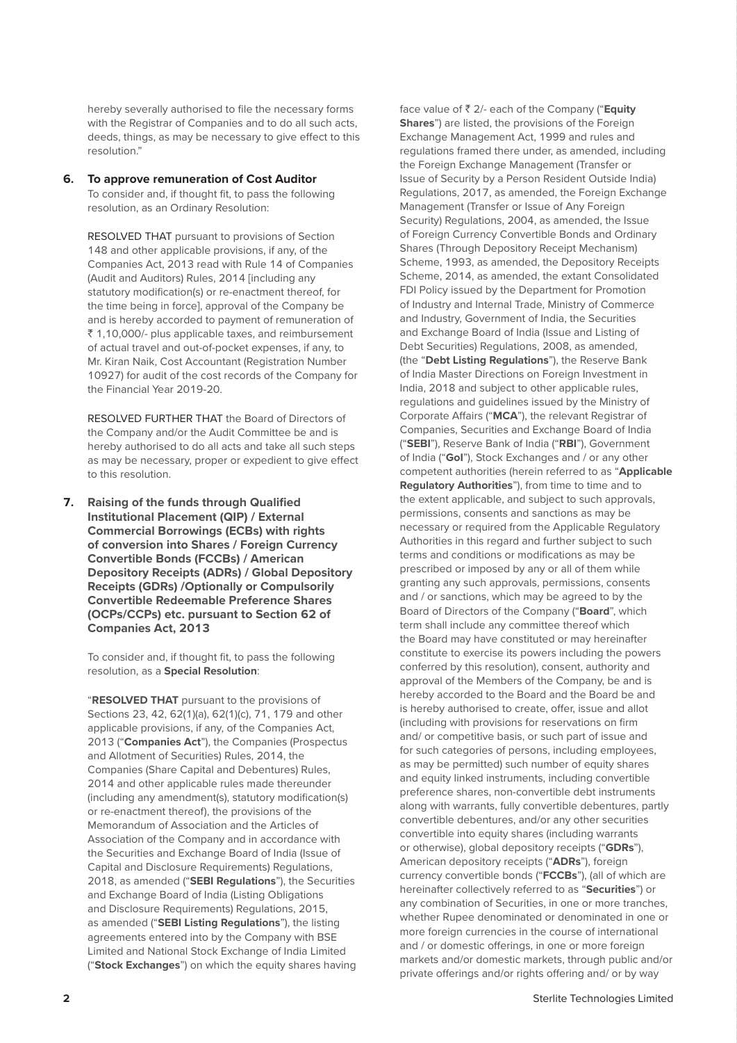hereby severally authorised to file the necessary forms with the Registrar of Companies and to do all such acts, deeds, things, as may be necessary to give effect to this resolution."

**6. To approve remuneration of Cost Auditor**

To consider and, if thought fit, to pass the following resolution, as an Ordinary Resolution:

RESOLVED THAT pursuant to provisions of Section 148 and other applicable provisions, if any, of the Companies Act, 2013 read with Rule 14 of Companies (Audit and Auditors) Rules, 2014 [including any statutory modification(s) or re-enactment thereof, for the time being in force], approval of the Company be and is hereby accorded to payment of remuneration of ₹ 1,10,000/- plus applicable taxes, and reimbursement of actual travel and out-of-pocket expenses, if any, to Mr. Kiran Naik, Cost Accountant (Registration Number 10927) for audit of the cost records of the Company for the Financial Year 2019-20.

RESOLVED FURTHER THAT the Board of Directors of the Company and/or the Audit Committee be and is hereby authorised to do all acts and take all such steps as may be necessary, proper or expedient to give effect to this resolution.

**7. Raising of the funds through Qualified Institutional Placement (QIP) / External Commercial Borrowings (ECBs) with rights of conversion into Shares / Foreign Currency Convertible Bonds (FCCBs) / American Depository Receipts (ADRs) / Global Depository Receipts (GDRs) /Optionally or Compulsorily Convertible Redeemable Preference Shares (OCPs/CCPs) etc. pursuant to Section 62 of Companies Act, 2013**

To consider and, if thought fit, to pass the following resolution, as a **Special Resolution**:

"**RESOLVED THAT** pursuant to the provisions of Sections 23, 42, 62(1)(a), 62(1)(c), 71, 179 and other applicable provisions, if any, of the Companies Act, 2013 ("**Companies Act**"), the Companies (Prospectus and Allotment of Securities) Rules, 2014, the Companies (Share Capital and Debentures) Rules, 2014 and other applicable rules made thereunder (including any amendment(s), statutory modification(s) or re-enactment thereof), the provisions of the Memorandum of Association and the Articles of Association of the Company and in accordance with the Securities and Exchange Board of India (Issue of Capital and Disclosure Requirements) Regulations, 2018, as amended ("**SEBI Regulations**"), the Securities and Exchange Board of India (Listing Obligations and Disclosure Requirements) Regulations, 2015, as amended ("**SEBI Listing Regulations**"), the listing agreements entered into by the Company with BSE Limited and National Stock Exchange of India Limited ("**Stock Exchanges**") on which the equity shares having face value of ₹ 2/- each of the Company ("**Equity Shares**") are listed, the provisions of the Foreign Exchange Management Act, 1999 and rules and regulations framed there under, as amended, including the Foreign Exchange Management (Transfer or Issue of Security by a Person Resident Outside India) Regulations, 2017, as amended, the Foreign Exchange Management (Transfer or Issue of Any Foreign Security) Regulations, 2004, as amended, the Issue of Foreign Currency Convertible Bonds and Ordinary Shares (Through Depository Receipt Mechanism) Scheme, 1993, as amended, the Depository Receipts Scheme, 2014, as amended, the extant Consolidated FDI Policy issued by the Department for Promotion of Industry and Internal Trade, Ministry of Commerce and Industry, Government of India, the Securities and Exchange Board of India (Issue and Listing of Debt Securities) Regulations, 2008, as amended, (the "**Debt Listing Regulations**"), the Reserve Bank of India Master Directions on Foreign Investment in India, 2018 and subject to other applicable rules, regulations and guidelines issued by the Ministry of Corporate Affairs ("**MCA**"), the relevant Registrar of Companies, Securities and Exchange Board of India ("**SEBI**"), Reserve Bank of India ("**RBI**"), Government of India ("**GoI**"), Stock Exchanges and / or any other competent authorities (herein referred to as "**Applicable Regulatory Authorities**"), from time to time and to the extent applicable, and subject to such approvals, permissions, consents and sanctions as may be necessary or required from the Applicable Regulatory Authorities in this regard and further subject to such terms and conditions or modifications as may be prescribed or imposed by any or all of them while granting any such approvals, permissions, consents and / or sanctions, which may be agreed to by the Board of Directors of the Company ("**Board**", which term shall include any committee thereof which the Board may have constituted or may hereinafter constitute to exercise its powers including the powers conferred by this resolution), consent, authority and approval of the Members of the Company, be and is hereby accorded to the Board and the Board be and is hereby authorised to create, offer, issue and allot (including with provisions for reservations on firm and/ or competitive basis, or such part of issue and for such categories of persons, including employees, as may be permitted) such number of equity shares and equity linked instruments, including convertible preference shares, non-convertible debt instruments along with warrants, fully convertible debentures, partly convertible debentures, and/or any other securities convertible into equity shares (including warrants or otherwise), global depository receipts ("**GDRs**"), American depository receipts ("**ADRs**"), foreign currency convertible bonds ("**FCCBs**"), (all of which are hereinafter collectively referred to as "**Securities**") or any combination of Securities, in one or more tranches, whether Rupee denominated or denominated in one or more foreign currencies in the course of international and / or domestic offerings, in one or more foreign markets and/or domestic markets, through public and/or private offerings and/or rights offering and/ or by way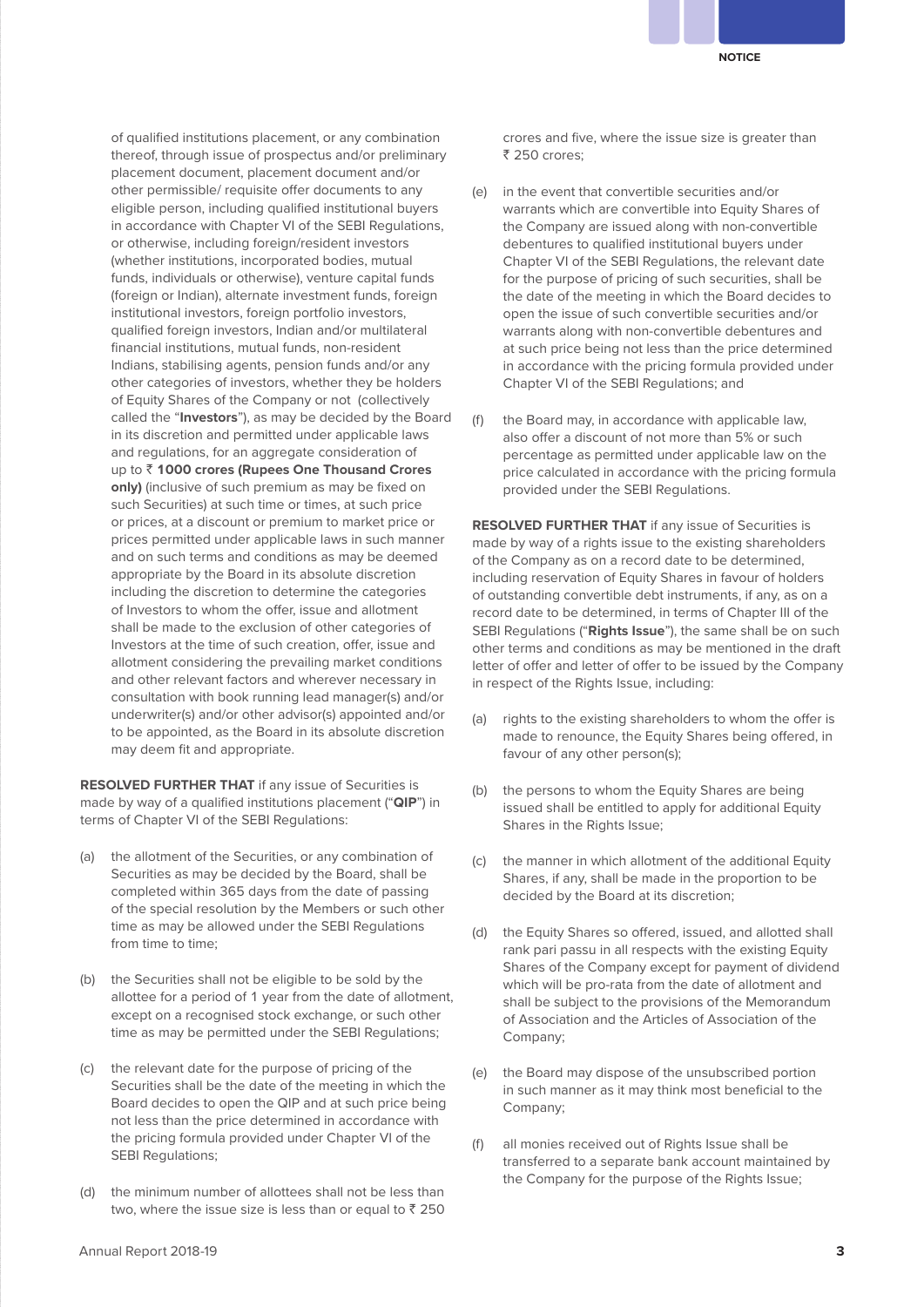of qualified institutions placement, or any combination thereof, through issue of prospectus and/or preliminary placement document, placement document and/or other permissible/ requisite offer documents to any eligible person, including qualified institutional buyers in accordance with Chapter VI of the SEBI Regulations, or otherwise, including foreign/resident investors (whether institutions, incorporated bodies, mutual funds, individuals or otherwise), venture capital funds (foreign or Indian), alternate investment funds, foreign institutional investors, foreign portfolio investors, qualified foreign investors, Indian and/or multilateral financial institutions, mutual funds, non-resident Indians, stabilising agents, pension funds and/or any other categories of investors, whether they be holders of Equity Shares of the Company or not (collectively called the "**Investors**"), as may be decided by the Board in its discretion and permitted under applicable laws and regulations, for an aggregate consideration of up to ₹ **1000 crores (Rupees One Thousand Crores only)** (inclusive of such premium as may be fixed on such Securities) at such time or times, at such price or prices, at a discount or premium to market price or prices permitted under applicable laws in such manner and on such terms and conditions as may be deemed appropriate by the Board in its absolute discretion including the discretion to determine the categories of Investors to whom the offer, issue and allotment shall be made to the exclusion of other categories of Investors at the time of such creation, offer, issue and allotment considering the prevailing market conditions and other relevant factors and wherever necessary in consultation with book running lead manager(s) and/or underwriter(s) and/or other advisor(s) appointed and/or to be appointed, as the Board in its absolute discretion may deem fit and appropriate.

**RESOLVED FURTHER THAT** if any issue of Securities is made by way of a qualified institutions placement ("**QIP**") in terms of Chapter VI of the SEBI Regulations:

(a) the allotment of the Securities, or any combination of Securities as may be decided by the Board, shall be completed within 365 days from the date of passing of the special resolution by the Members or such other time as may be allowed under the SEBI Regulations from time to time;

(b) the Securities shall not be eligible to be sold by the allottee for a period of 1 year from the date of allotment, except on a recognised stock exchange, or such other time as may be permitted under the SEBI Regulations;

(c) the relevant date for the purpose of pricing of the Securities shall be the date of the meeting in which the Board decides to open the QIP and at such price being not less than the price determined in accordance with the pricing formula provided under Chapter VI of the SEBI Regulations;

(d) the minimum number of allottees shall not be less than two, where the issue size is less than or equal to ₹ 250 crores and five, where the issue size is greater than ₹ 250 crores;

(e) in the event that convertible securities and/or warrants which are convertible into Equity Shares of the Company are issued along with non-convertible debentures to qualified institutional buyers under Chapter VI of the SEBI Regulations, the relevant date for the purpose of pricing of such securities, shall be the date of the meeting in which the Board decides to open the issue of such convertible securities and/or warrants along with non-convertible debentures and at such price being not less than the price determined in accordance with the pricing formula provided under Chapter VI of the SEBI Regulations; and

(f) the Board may, in accordance with applicable law, also offer a discount of not more than 5% or such percentage as permitted under applicable law on the price calculated in accordance with the pricing formula provided under the SEBI Regulations.

**RESOLVED FURTHER THAT** if any issue of Securities is made by way of a rights issue to the existing shareholders of the Company as on a record date to be determined, including reservation of Equity Shares in favour of holders of outstanding convertible debt instruments, if any, as on a record date to be determined, in terms of Chapter III of the SEBI Regulations ("**Rights Issue**"), the same shall be on such other terms and conditions as may be mentioned in the draft letter of offer and letter of offer to be issued by the Company in respect of the Rights Issue, including:

(a) rights to the existing shareholders to whom the offer is made to renounce, the Equity Shares being offered, in favour of any other person(s);

(b) the persons to whom the Equity Shares are being issued shall be entitled to apply for additional Equity Shares in the Rights Issue;

(c) the manner in which allotment of the additional Equity Shares, if any, shall be made in the proportion to be decided by the Board at its discretion;

(d) the Equity Shares so offered, issued, and allotted shall rank pari passu in all respects with the existing Equity Shares of the Company except for payment of dividend which will be pro-rata from the date of allotment and shall be subject to the provisions of the Memorandum of Association and the Articles of Association of the Company;

(e) the Board may dispose of the unsubscribed portion in such manner as it may think most beneficial to the Company;

(f) all monies received out of Rights Issue shall be transferred to a separate bank account maintained by the Company for the purpose of the Rights Issue;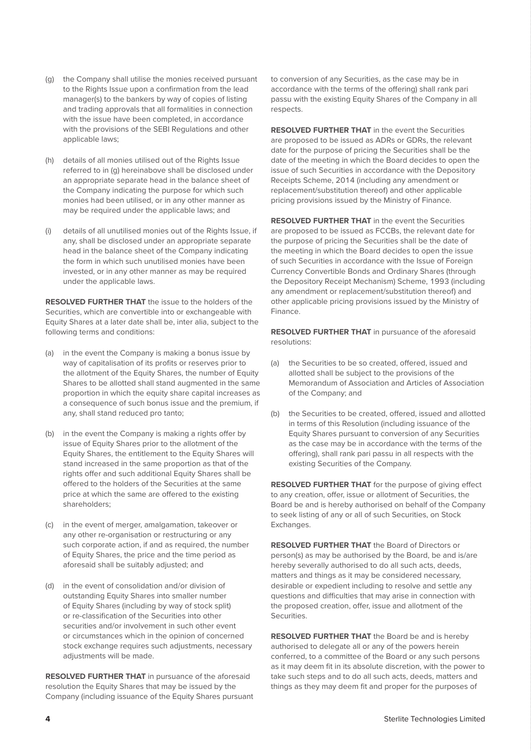(g) the Company shall utilise the monies received pursuant to the Rights Issue upon a confirmation from the lead manager(s) to the bankers by way of copies of listing and trading approvals that all formalities in connection with the issue have been completed, in accordance with the provisions of the SEBI Regulations and other applicable laws;

(h) details of all monies utilised out of the Rights Issue referred to in (g) hereinabove shall be disclosed under an appropriate separate head in the balance sheet of the Company indicating the purpose for which such monies had been utilised, or in any other manner as may be required under the applicable laws; and

(i) details of all unutilised monies out of the Rights Issue, if any, shall be disclosed under an appropriate separate head in the balance sheet of the Company indicating the form in which such unutilised monies have been invested, or in any other manner as may be required under the applicable laws.

**RESOLVED FURTHER THAT** the issue to the holders of the Securities, which are convertible into or exchangeable with Equity Shares at a later date shall be, inter alia, subject to the following terms and conditions:

(a) in the event the Company is making a bonus issue by way of capitalisation of its profits or reserves prior to the allotment of the Equity Shares, the number of Equity Shares to be allotted shall stand augmented in the same proportion in which the equity share capital increases as a consequence of such bonus issue and the premium, if any, shall stand reduced pro tanto;

(b) in the event the Company is making a rights offer by issue of Equity Shares prior to the allotment of the Equity Shares, the entitlement to the Equity Shares will stand increased in the same proportion as that of the rights offer and such additional Equity Shares shall be offered to the holders of the Securities at the same price at which the same are offered to the existing shareholders;

(c) in the event of merger, amalgamation, takeover or any other re-organisation or restructuring or any such corporate action, if and as required, the number of Equity Shares, the price and the time period as aforesaid shall be suitably adjusted; and

(d) in the event of consolidation and/or division of outstanding Equity Shares into smaller number of Equity Shares (including by way of stock split) or re-classification of the Securities into other securities and/or involvement in such other event or circumstances which in the opinion of concerned stock exchange requires such adjustments, necessary adjustments will be made.

**RESOLVED FURTHER THAT** in pursuance of the aforesaid resolution the Equity Shares that may be issued by the Company (including issuance of the Equity Shares pursuant to conversion of any Securities, as the case may be in accordance with the terms of the offering) shall rank pari passu with the existing Equity Shares of the Company in all respects.

**RESOLVED FURTHER THAT** in the event the Securities are proposed to be issued as ADRs or GDRs, the relevant date for the purpose of pricing the Securities shall be the date of the meeting in which the Board decides to open the issue of such Securities in accordance with the Depository Receipts Scheme, 2014 (including any amendment or replacement/substitution thereof) and other applicable pricing provisions issued by the Ministry of Finance.

**RESOLVED FURTHER THAT** in the event the Securities are proposed to be issued as FCCBs, the relevant date for the purpose of pricing the Securities shall be the date of the meeting in which the Board decides to open the issue of such Securities in accordance with the Issue of Foreign Currency Convertible Bonds and Ordinary Shares (through the Depository Receipt Mechanism) Scheme, 1993 (including any amendment or replacement/substitution thereof) and other applicable pricing provisions issued by the Ministry of Finance.

**RESOLVED FURTHER THAT** in pursuance of the aforesaid resolutions:

(a) the Securities to be so created, offered, issued and allotted shall be subject to the provisions of the Memorandum of Association and Articles of Association of the Company; and

(b) the Securities to be created, offered, issued and allotted in terms of this Resolution (including issuance of the Equity Shares pursuant to conversion of any Securities as the case may be in accordance with the terms of the offering), shall rank pari passu in all respects with the existing Securities of the Company.

**RESOLVED FURTHER THAT** for the purpose of giving effect to any creation, offer, issue or allotment of Securities, the Board be and is hereby authorised on behalf of the Company to seek listing of any or all of such Securities, on Stock Exchanges.

**RESOLVED FURTHER THAT** the Board of Directors or person(s) as may be authorised by the Board, be and is/are hereby severally authorised to do all such acts, deeds, matters and things as it may be considered necessary, desirable or expedient including to resolve and settle any questions and difficulties that may arise in connection with the proposed creation, offer, issue and allotment of the Securities.

**RESOLVED FURTHER THAT** the Board be and is hereby authorised to delegate all or any of the powers herein conferred, to a committee of the Board or any such persons as it may deem fit in its absolute discretion, with the power to take such steps and to do all such acts, deeds, matters and things as they may deem fit and proper for the purposes of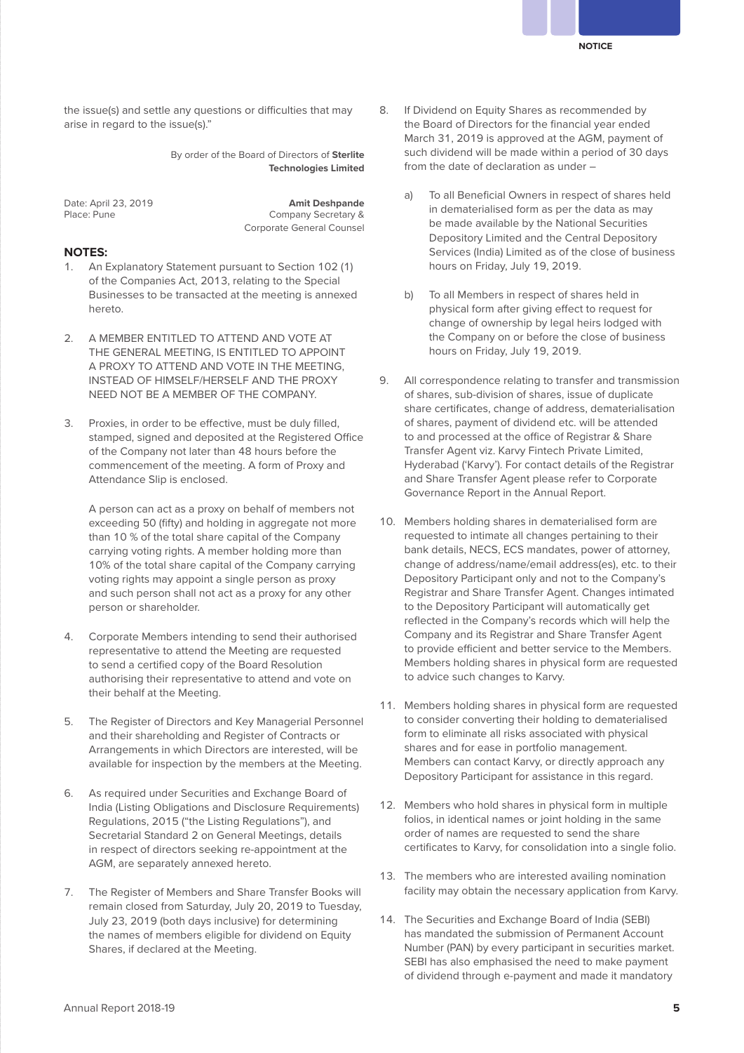the issue(s) and settle any questions or difficulties that may arise in regard to the issue(s)."

By order of the Board of Directors of **Sterlite Technologies Limited**

Date: April 23, 2019
Place: Pune

**Amit Deshpande**
Company Secretary &
Corporate General Counsel

## NOTES:

1. An Explanatory Statement pursuant to Section 102 (1) of the Companies Act, 2013, relating to the Special Businesses to be transacted at the meeting is annexed hereto.

2. A MEMBER ENTITLED TO ATTEND AND VOTE AT THE GENERAL MEETING, IS ENTITLED TO APPOINT A PROXY TO ATTEND AND VOTE IN THE MEETING, INSTEAD OF HIMSELF/HERSELF AND THE PROXY NEED NOT BE A MEMBER OF THE COMPANY.

3. Proxies, in order to be effective, must be duly filled, stamped, signed and deposited at the Registered Office of the Company not later than 48 hours before the commencement of the meeting. A form of Proxy and Attendance Slip is enclosed.

   A person can act as a proxy on behalf of members not exceeding 50 (fifty) and holding in aggregate not more than 10 % of the total share capital of the Company carrying voting rights. A member holding more than 10% of the total share capital of the Company carrying voting rights may appoint a single person as proxy and such person shall not act as a proxy for any other person or shareholder.

4. Corporate Members intending to send their authorised representative to attend the Meeting are requested to send a certified copy of the Board Resolution authorising their representative to attend and vote on their behalf at the Meeting.

5. The Register of Directors and Key Managerial Personnel and their shareholding and Register of Contracts or Arrangements in which Directors are interested, will be available for inspection by the members at the Meeting.

6. As required under Securities and Exchange Board of India (Listing Obligations and Disclosure Requirements) Regulations, 2015 ("the Listing Regulations"), and Secretarial Standard 2 on General Meetings, details in respect of directors seeking re-appointment at the AGM, are separately annexed hereto.

7. The Register of Members and Share Transfer Books will remain closed from Saturday, July 20, 2019 to Tuesday, July 23, 2019 (both days inclusive) for determining the names of members eligible for dividend on Equity Shares, if declared at the Meeting.

8. If Dividend on Equity Shares as recommended by the Board of Directors for the financial year ended March 31, 2019 is approved at the AGM, payment of such dividend will be made within a period of 30 days from the date of declaration as under –

   a) To all Beneficial Owners in respect of shares held in dematerialised form as per the data as may be made available by the National Securities Depository Limited and the Central Depository Services (India) Limited as of the close of business hours on Friday, July 19, 2019.

   b) To all Members in respect of shares held in physical form after giving effect to request for change of ownership by legal heirs lodged with the Company on or before the close of business hours on Friday, July 19, 2019.

9. All correspondence relating to transfer and transmission of shares, sub-division of shares, issue of duplicate share certificates, change of address, dematerialisation of shares, payment of dividend etc. will be attended to and processed at the office of Registrar & Share Transfer Agent viz. Karvy Fintech Private Limited, Hyderabad ('Karvy'). For contact details of the Registrar and Share Transfer Agent please refer to Corporate Governance Report in the Annual Report.

10. Members holding shares in dematerialised form are requested to intimate all changes pertaining to their bank details, NECS, ECS mandates, power of attorney, change of address/name/email address(es), etc. to their Depository Participant only and not to the Company's Registrar and Share Transfer Agent. Changes intimated to the Depository Participant will automatically get reflected in the Company's records which will help the Company and its Registrar and Share Transfer Agent to provide efficient and better service to the Members. Members holding shares in physical form are requested to advice such changes to Karvy.

11. Members holding shares in physical form are requested to consider converting their holding to dematerialised form to eliminate all risks associated with physical shares and for ease in portfolio management. Members can contact Karvy, or directly approach any Depository Participant for assistance in this regard.

12. Members who hold shares in physical form in multiple folios, in identical names or joint holding in the same order of names are requested to send the share certificates to Karvy, for consolidation into a single folio.

13. The members who are interested availing nomination facility may obtain the necessary application from Karvy.

14. The Securities and Exchange Board of India (SEBI) has mandated the submission of Permanent Account Number (PAN) by every participant in securities market. SEBI has also emphasised the need to make payment of dividend through e-payment and made it mandatory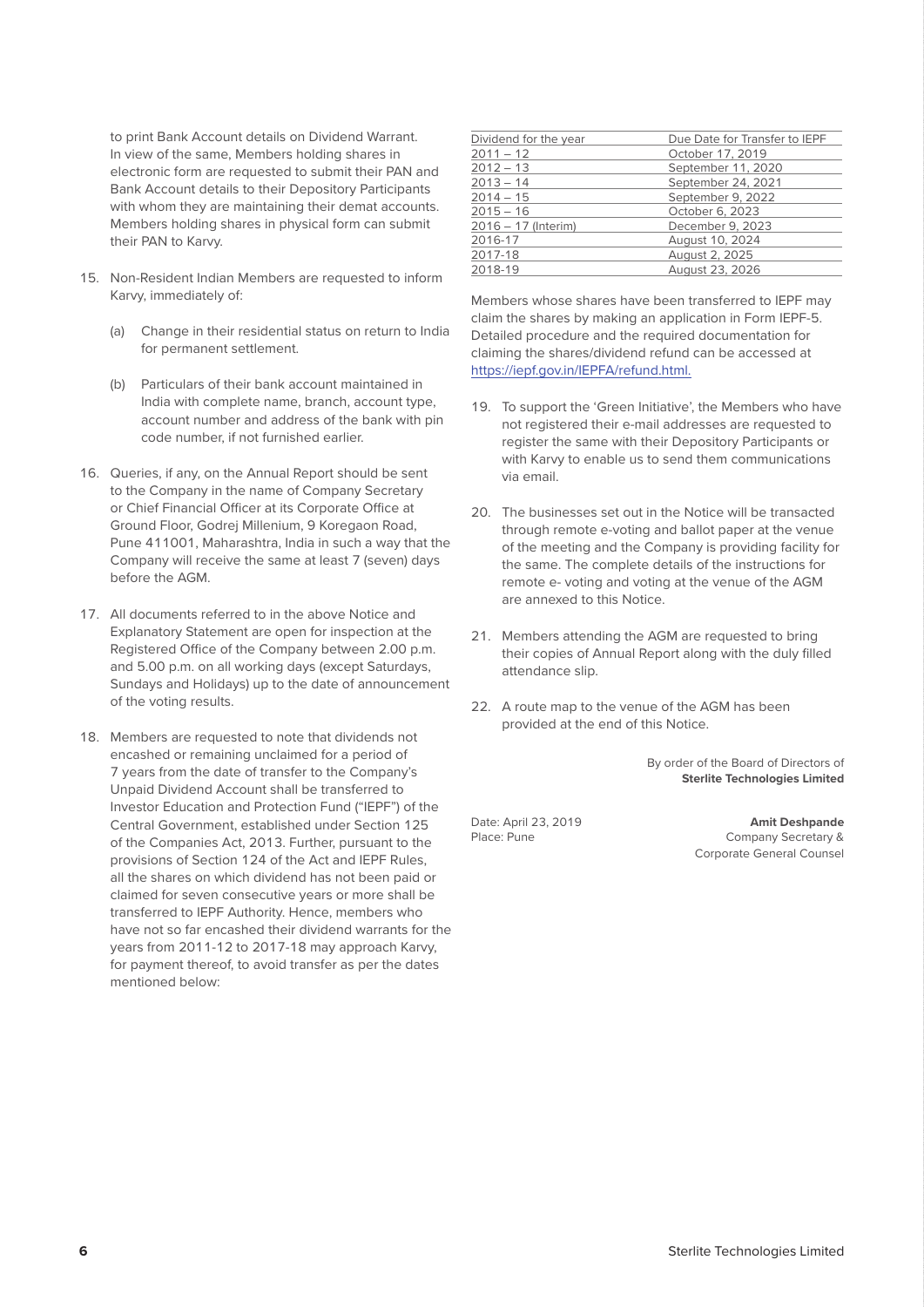to print Bank Account details on Dividend Warrant. In view of the same, Members holding shares in electronic form are requested to submit their PAN and Bank Account details to their Depository Participants with whom they are maintaining their demat accounts. Members holding shares in physical form can submit their PAN to Karvy.

15. Non-Resident Indian Members are requested to inform Karvy, immediately of:

    (a) Change in their residential status on return to India for permanent settlement.

    (b) Particulars of their bank account maintained in India with complete name, branch, account type, account number and address of the bank with pin code number, if not furnished earlier.

16. Queries, if any, on the Annual Report should be sent to the Company in the name of Company Secretary or Chief Financial Officer at its Corporate Office at Ground Floor, Godrej Millenium, 9 Koregaon Road, Pune 411001, Maharashtra, India in such a way that the Company will receive the same at least 7 (seven) days before the AGM.

17. All documents referred to in the above Notice and Explanatory Statement are open for inspection at the Registered Office of the Company between 2.00 p.m. and 5.00 p.m. on all working days (except Saturdays, Sundays and Holidays) up to the date of announcement of the voting results.

18. Members are requested to note that dividends not encashed or remaining unclaimed for a period of 7 years from the date of transfer to the Company's Unpaid Dividend Account shall be transferred to Investor Education and Protection Fund ("IEPF") of the Central Government, established under Section 125 of the Companies Act, 2013. Further, pursuant to the provisions of Section 124 of the Act and IEPF Rules, all the shares on which dividend has not been paid or claimed for seven consecutive years or more shall be transferred to IEPF Authority. Hence, members who have not so far encashed their dividend warrants for the years from 2011-12 to 2017-18 may approach Karvy, for payment thereof, to avoid transfer as per the dates mentioned below:

| Dividend for the year | Due Date for Transfer to IEPF |
|---|---|
| 2011 – 12 | October 17, 2019 |
| 2012 – 13 | September 11, 2020 |
| 2013 – 14 | September 24, 2021 |
| 2014 – 15 | September 9, 2022 |
| 2015 – 16 | October 6, 2023 |
| 2016 – 17 (Interim) | December 9, 2023 |
| 2016-17 | August 10, 2024 |
| 2017-18 | August 2, 2025 |
| 2018-19 | August 23, 2026 |

Members whose shares have been transferred to IEPF may claim the shares by making an application in Form IEPF-5. Detailed procedure and the required documentation for claiming the shares/dividend refund can be accessed at https://iepf.gov.in/IEPFA/refund.html.

19. To support the 'Green Initiative', the Members who have not registered their e-mail addresses are requested to register the same with their Depository Participants or with Karvy to enable us to send them communications via email.

20. The businesses set out in the Notice will be transacted through remote e-voting and ballot paper at the venue of the meeting and the Company is providing facility for the same. The complete details of the instructions for remote e- voting and voting at the venue of the AGM are annexed to this Notice.

21. Members attending the AGM are requested to bring their copies of Annual Report along with the duly filled attendance slip.

22. A route map to the venue of the AGM has been provided at the end of this Notice.

By order of the Board of Directors of
**Sterlite Technologies Limited**

Date: April 23, 2019
Place: Pune

**Amit Deshpande**
Company Secretary &
Corporate General Counsel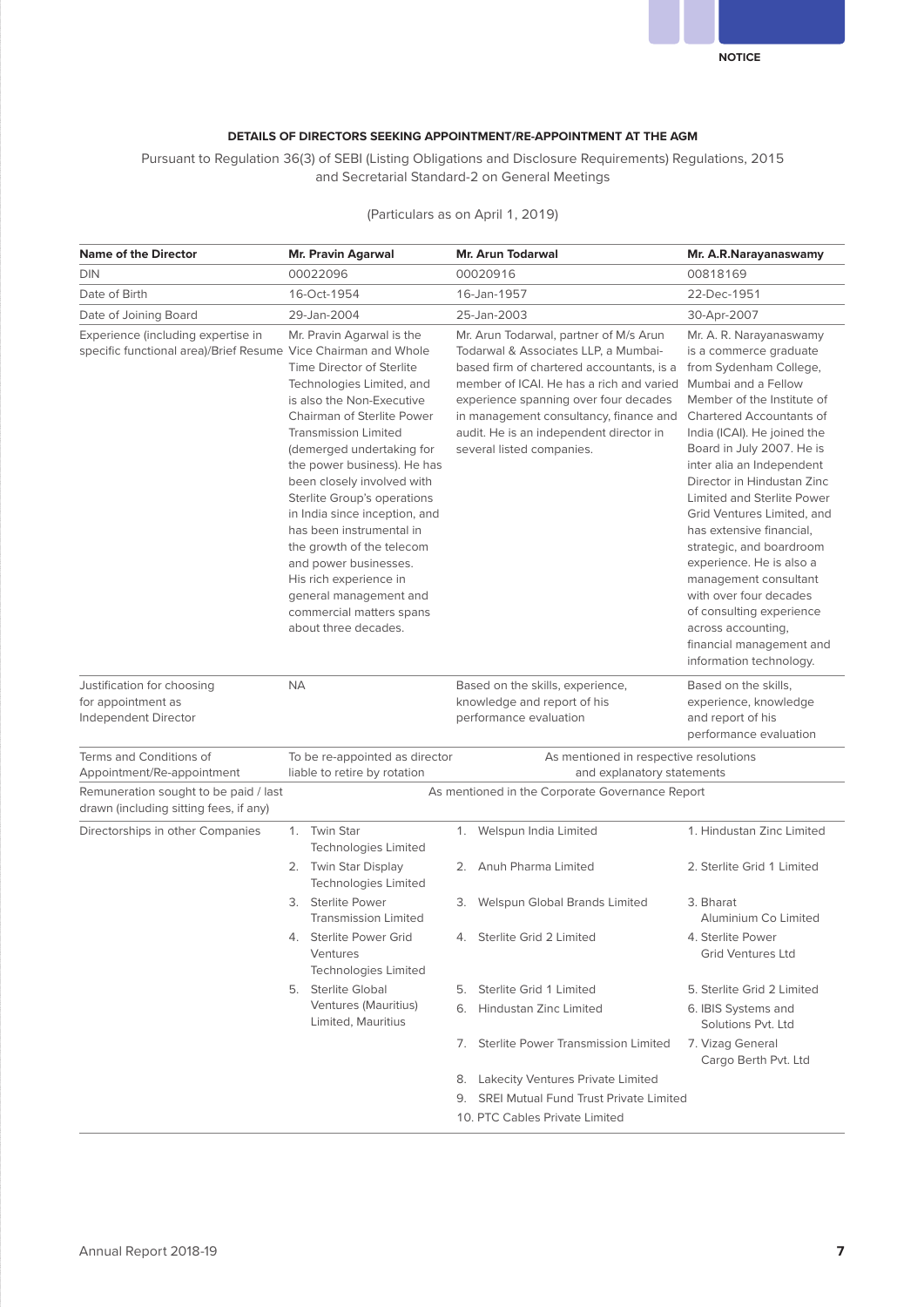### DETAILS OF DIRECTORS SEEKING APPOINTMENT/RE-APPOINTMENT AT THE AGM

Pursuant to Regulation 36(3) of SEBI (Listing Obligations and Disclosure Requirements) Regulations, 2015 and Secretarial Standard-2 on General Meetings

(Particulars as on April 1, 2019)

| Name of the Director | Mr. Pravin Agarwal | Mr. Arun Todarwal | Mr. A.R.Narayanaswamy |
|---|---|---|---|
| DIN | 00022096 | 00020916 | 00818169 |
| Date of Birth | 16-Oct-1954 | 16-Jan-1957 | 22-Dec-1951 |
| Date of Joining Board | 29-Jan-2004 | 25-Jan-2003 | 30-Apr-2007 |
| Experience (including expertise in specific functional area)/Brief Resume | Mr. Pravin Agarwal is the Vice Chairman and Whole Time Director of Sterlite Technologies Limited, and is also the Non-Executive Chairman of Sterlite Power Transmission Limited (demerged undertaking for the power business). He has been closely involved with Sterlite Group's operations in India since inception, and has been instrumental in the growth of the telecom and power businesses. His rich experience in general management and commercial matters spans about three decades. | Mr. Arun Todarwal, partner of M/s Arun Todarwal & Associates LLP, a Mumbai-based firm of chartered accountants, is a member of ICAI. He has a rich and varied experience spanning over four decades in management consultancy, finance and audit. He is an independent director in several listed companies. | Mr. A. R. Narayanaswamy is a commerce graduate from Sydenham College, Mumbai and a Fellow Member of the Institute of Chartered Accountants of India (ICAI). He joined the Board in July 2007. He is inter alia an Independent Director in Hindustan Zinc Limited and Sterlite Power Grid Ventures Limited, and has extensive financial, strategic, and boardroom experience. He is also a management consultant with over four decades of consulting experience across accounting, financial management and information technology. |
| Justification for choosing for appointment as Independent Director | NA | Based on the skills, experience, knowledge and report of his performance evaluation | Based on the skills, experience, knowledge and report of his performance evaluation |
| Terms and Conditions of Appointment/Re-appointment | To be re-appointed as director liable to retire by rotation | As mentioned in respective resolutions and explanatory statements | |
| Remuneration sought to be paid / last drawn (including sitting fees, if any) | As mentioned in the Corporate Governance Report | | |
| Directorships in other Companies | 1. Twin Star Technologies Limited<br>2. Twin Star Display Technologies Limited<br>3. Sterlite Power Transmission Limited<br>4. Sterlite Power Grid Ventures Technologies Limited<br>5. Sterlite Global Ventures (Mauritius) Limited, Mauritius | 1. Welspun India Limited<br>2. Anuh Pharma Limited<br>3. Welspun Global Brands Limited<br>4. Sterlite Grid 2 Limited<br>5. Sterlite Grid 1 Limited<br>6. Hindustan Zinc Limited<br>7. Sterlite Power Transmission Limited<br>8. Lakecity Ventures Private Limited<br>9. SREI Mutual Fund Trust Private Limited<br>10. PTC Cables Private Limited | 1. Hindustan Zinc Limited<br>2. Sterlite Grid 1 Limited<br>3. Bharat Aluminium Co Limited<br>4. Sterlite Power Grid Ventures Ltd<br>5. Sterlite Grid 2 Limited<br>6. IBIS Systems and Solutions Pvt. Ltd<br>7. Vizag General Cargo Berth Pvt. Ltd |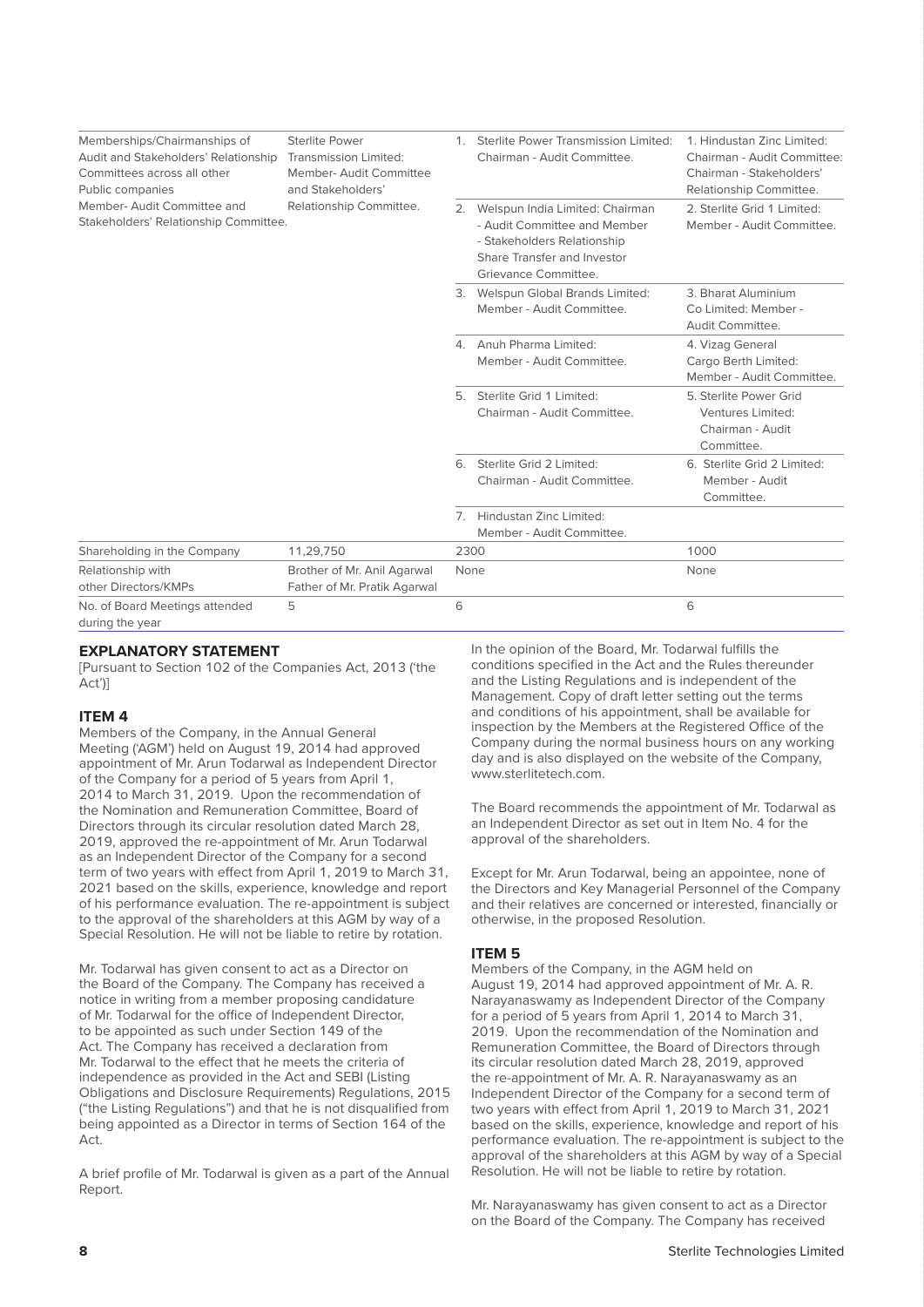| Memberships/Chairmanships of Audit and Stakeholders' Relationship Committees across all other Public companies Member- Audit Committee and Stakeholders' Relationship Committee. | Sterlite Power Transmission Limited: Member- Audit Committee and Stakeholders' Relationship Committee. | 1. Sterlite Power Transmission Limited: Chairman - Audit Committee.<br>2. Welspun India Limited: Chairman - Audit Committee and Member - Stakeholders Relationship Share Transfer and Investor Grievance Committee.<br>3. Welspun Global Brands Limited: Member - Audit Committee.<br>4. Anuh Pharma Limited: Member - Audit Committee.<br>5. Sterlite Grid 1 Limited: Chairman - Audit Committee.<br>6. Sterlite Grid 2 Limited: Chairman - Audit Committee.<br>7. Hindustan Zinc Limited: Member - Audit Committee. | 1. Hindustan Zinc Limited: Chairman - Audit Committee: Chairman - Stakeholders' Relationship Committee.<br>2. Sterlite Grid 1 Limited: Member - Audit Committee.<br>3. Bharat Aluminium Co Limited: Member - Audit Committee.<br>4. Vizag General Cargo Berth Limited: Member - Audit Committee.<br>5. Sterlite Power Grid Ventures Limited: Chairman - Audit Committee.<br>6. Sterlite Grid 2 Limited: Member - Audit Committee. |
|---|---|---|---|
| Shareholding in the Company | 11,29,750 | 2300 | 1000 |
| Relationship with other Directors/KMPs | Brother of Mr. Anil Agarwal Father of Mr. Pratik Agarwal | None | None |
| No. of Board Meetings attended during the year | 5 | 6 | 6 |

## EXPLANATORY STATEMENT

[Pursuant to Section 102 of the Companies Act, 2013 ('the Act')]

### ITEM 4

Members of the Company, in the Annual General Meeting ('AGM') held on August 19, 2014 had approved appointment of Mr. Arun Todarwal as Independent Director of the Company for a period of 5 years from April 1, 2014 to March 31, 2019. Upon the recommendation of the Nomination and Remuneration Committee, Board of Directors through its circular resolution dated March 28, 2019, approved the re-appointment of Mr. Arun Todarwal as an Independent Director of the Company for a second term of two years with effect from April 1, 2019 to March 31, 2021 based on the skills, experience, knowledge and report of his performance evaluation. The re-appointment is subject to the approval of the shareholders at this AGM by way of a Special Resolution. He will not be liable to retire by rotation.

Mr. Todarwal has given consent to act as a Director on the Board of the Company. The Company has received a notice in writing from a member proposing candidature of Mr. Todarwal for the office of Independent Director, to be appointed as such under Section 149 of the Act. The Company has received a declaration from Mr. Todarwal to the effect that he meets the criteria of independence as provided in the Act and SEBI (Listing Obligations and Disclosure Requirements) Regulations, 2015 ("the Listing Regulations") and that he is not disqualified from being appointed as a Director in terms of Section 164 of the Act.

A brief profile of Mr. Todarwal is given as a part of the Annual Report.

In the opinion of the Board, Mr. Todarwal fulfills the conditions specified in the Act and the Rules thereunder and the Listing Regulations and is independent of the Management. Copy of draft letter setting out the terms and conditions of his appointment, shall be available for inspection by the Members at the Registered Office of the Company during the normal business hours on any working day and is also displayed on the website of the Company, www.sterlitetech.com.

The Board recommends the appointment of Mr. Todarwal as an Independent Director as set out in Item No. 4 for the approval of the shareholders.

Except for Mr. Arun Todarwal, being an appointee, none of the Directors and Key Managerial Personnel of the Company and their relatives are concerned or interested, financially or otherwise, in the proposed Resolution.

### ITEM 5

Members of the Company, in the AGM held on August 19, 2014 had approved appointment of Mr. A. R. Narayanaswamy as Independent Director of the Company for a period of 5 years from April 1, 2014 to March 31, 2019. Upon the recommendation of the Nomination and Remuneration Committee, the Board of Directors through its circular resolution dated March 28, 2019, approved the re-appointment of Mr. A. R. Narayanaswamy as an Independent Director of the Company for a second term of two years with effect from April 1, 2019 to March 31, 2021 based on the skills, experience, knowledge and report of his performance evaluation. The re-appointment is subject to the approval of the shareholders at this AGM by way of a Special Resolution. He will not be liable to retire by rotation.

Mr. Narayanaswamy has given consent to act as a Director on the Board of the Company. The Company has received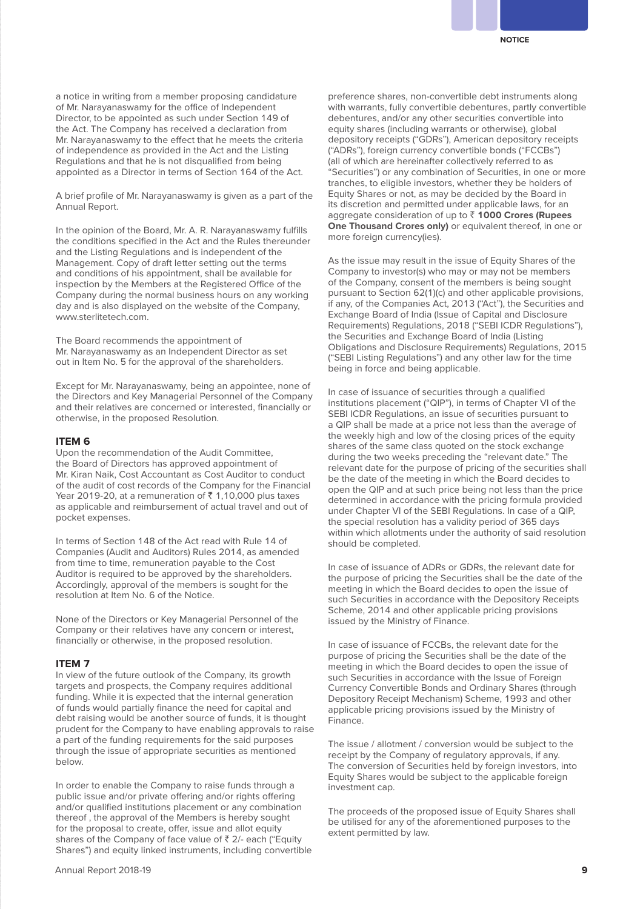a notice in writing from a member proposing candidature of Mr. Narayanaswamy for the office of Independent Director, to be appointed as such under Section 149 of the Act. The Company has received a declaration from Mr. Narayanaswamy to the effect that he meets the criteria of independence as provided in the Act and the Listing Regulations and that he is not disqualified from being appointed as a Director in terms of Section 164 of the Act.

A brief profile of Mr. Narayanaswamy is given as a part of the Annual Report.

In the opinion of the Board, Mr. A. R. Narayanaswamy fulfills the conditions specified in the Act and the Rules thereunder and the Listing Regulations and is independent of the Management. Copy of draft letter setting out the terms and conditions of his appointment, shall be available for inspection by the Members at the Registered Office of the Company during the normal business hours on any working day and is also displayed on the website of the Company, www.sterlitetech.com.

The Board recommends the appointment of Mr. Narayanaswamy as an Independent Director as set out in Item No. 5 for the approval of the shareholders.

Except for Mr. Narayanaswamy, being an appointee, none of the Directors and Key Managerial Personnel of the Company and their relatives are concerned or interested, financially or otherwise, in the proposed Resolution.

### ITEM 6

Upon the recommendation of the Audit Committee, the Board of Directors has approved appointment of Mr. Kiran Naik, Cost Accountant as Cost Auditor to conduct of the audit of cost records of the Company for the Financial Year 2019-20, at a remuneration of ₹ 1,10,000 plus taxes as applicable and reimbursement of actual travel and out of pocket expenses.

In terms of Section 148 of the Act read with Rule 14 of Companies (Audit and Auditors) Rules 2014, as amended from time to time, remuneration payable to the Cost Auditor is required to be approved by the shareholders. Accordingly, approval of the members is sought for the resolution at Item No. 6 of the Notice.

None of the Directors or Key Managerial Personnel of the Company or their relatives have any concern or interest, financially or otherwise, in the proposed resolution.

### ITEM 7

In view of the future outlook of the Company, its growth targets and prospects, the Company requires additional funding. While it is expected that the internal generation of funds would partially finance the need for capital and debt raising would be another source of funds, it is thought prudent for the Company to have enabling approvals to raise a part of the funding requirements for the said purposes through the issue of appropriate securities as mentioned below.

In order to enable the Company to raise funds through a public issue and/or private offering and/or rights offering and/or qualified institutions placement or any combination thereof , the approval of the Members is hereby sought for the proposal to create, offer, issue and allot equity shares of the Company of face value of ₹ 2/- each ("Equity Shares") and equity linked instruments, including convertible preference shares, non-convertible debt instruments along with warrants, fully convertible debentures, partly convertible debentures, and/or any other securities convertible into equity shares (including warrants or otherwise), global depository receipts ("GDRs"), American depository receipts ("ADRs"), foreign currency convertible bonds ("FCCBs") (all of which are hereinafter collectively referred to as "Securities") or any combination of Securities, in one or more tranches, to eligible investors, whether they be holders of Equity Shares or not, as may be decided by the Board in its discretion and permitted under applicable laws, for an aggregate consideration of up to ₹ **1000 Crores (Rupees One Thousand Crores only)** or equivalent thereof, in one or more foreign currency(ies).

As the issue may result in the issue of Equity Shares of the Company to investor(s) who may or may not be members of the Company, consent of the members is being sought pursuant to Section 62(1)(c) and other applicable provisions, if any, of the Companies Act, 2013 ("Act"), the Securities and Exchange Board of India (Issue of Capital and Disclosure Requirements) Regulations, 2018 ("SEBI ICDR Regulations"), the Securities and Exchange Board of India (Listing Obligations and Disclosure Requirements) Regulations, 2015 ("SEBI Listing Regulations") and any other law for the time being in force and being applicable.

In case of issuance of securities through a qualified institutions placement ("QIP"), in terms of Chapter VI of the SEBI ICDR Regulations, an issue of securities pursuant to a QIP shall be made at a price not less than the average of the weekly high and low of the closing prices of the equity shares of the same class quoted on the stock exchange during the two weeks preceding the "relevant date." The relevant date for the purpose of pricing of the securities shall be the date of the meeting in which the Board decides to open the QIP and at such price being not less than the price determined in accordance with the pricing formula provided under Chapter VI of the SEBI Regulations. In case of a QIP, the special resolution has a validity period of 365 days within which allotments under the authority of said resolution should be completed.

In case of issuance of ADRs or GDRs, the relevant date for the purpose of pricing the Securities shall be the date of the meeting in which the Board decides to open the issue of such Securities in accordance with the Depository Receipts Scheme, 2014 and other applicable pricing provisions issued by the Ministry of Finance.

In case of issuance of FCCBs, the relevant date for the purpose of pricing the Securities shall be the date of the meeting in which the Board decides to open the issue of such Securities in accordance with the Issue of Foreign Currency Convertible Bonds and Ordinary Shares (through Depository Receipt Mechanism) Scheme, 1993 and other applicable pricing provisions issued by the Ministry of Finance.

The issue / allotment / conversion would be subject to the receipt by the Company of regulatory approvals, if any. The conversion of Securities held by foreign investors, into Equity Shares would be subject to the applicable foreign investment cap.

The proceeds of the proposed issue of Equity Shares shall be utilised for any of the aforementioned purposes to the extent permitted by law.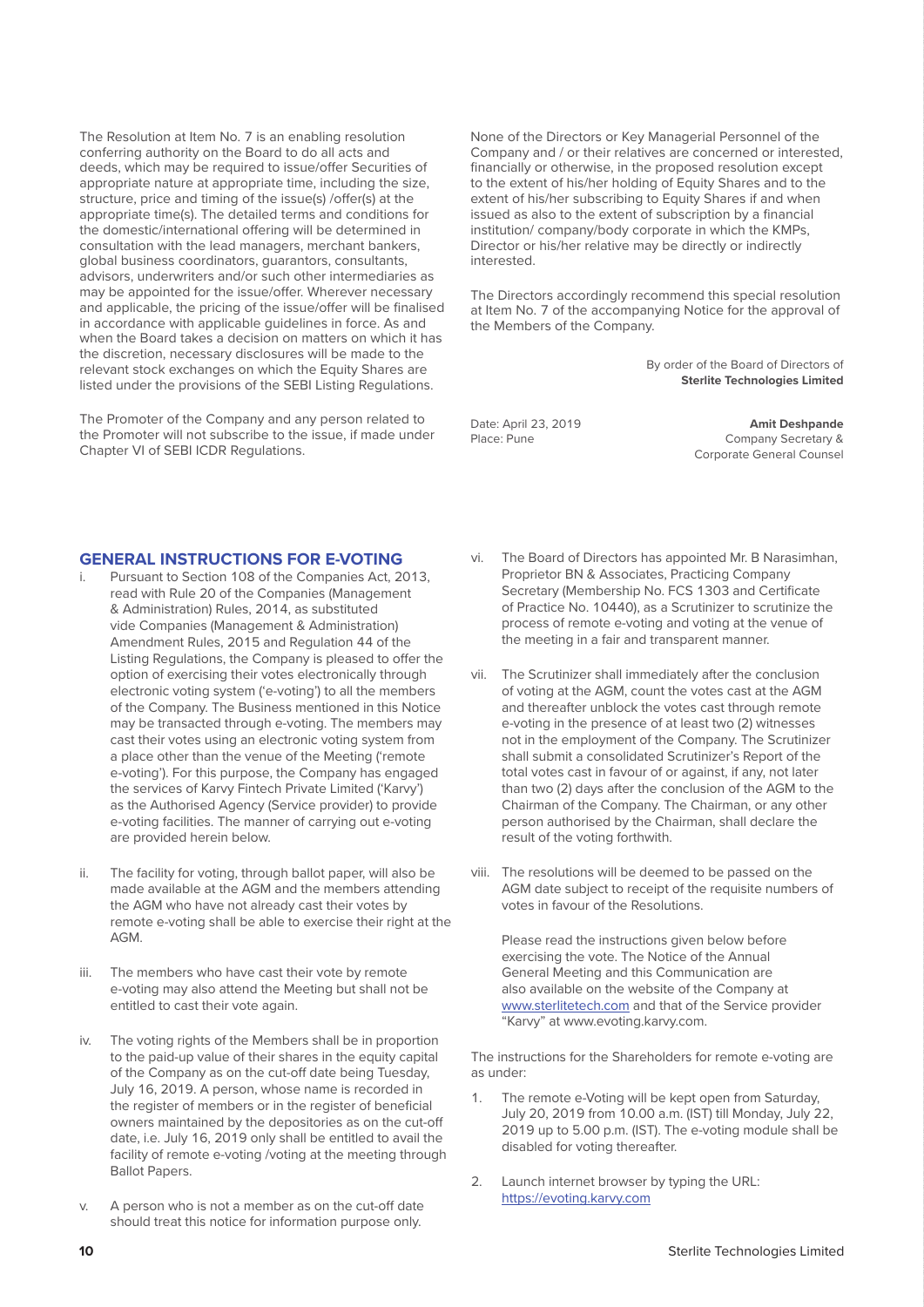The Resolution at Item No. 7 is an enabling resolution conferring authority on the Board to do all acts and deeds, which may be required to issue/offer Securities of appropriate nature at appropriate time, including the size, structure, price and timing of the issue(s) /offer(s) at the appropriate time(s). The detailed terms and conditions for the domestic/international offering will be determined in consultation with the lead managers, merchant bankers, global business coordinators, guarantors, consultants, advisors, underwriters and/or such other intermediaries as may be appointed for the issue/offer. Wherever necessary and applicable, the pricing of the issue/offer will be finalised in accordance with applicable guidelines in force. As and when the Board takes a decision on matters on which it has the discretion, necessary disclosures will be made to the relevant stock exchanges on which the Equity Shares are listed under the provisions of the SEBI Listing Regulations.

The Promoter of the Company and any person related to the Promoter will not subscribe to the issue, if made under Chapter VI of SEBI ICDR Regulations.

None of the Directors or Key Managerial Personnel of the Company and / or their relatives are concerned or interested, financially or otherwise, in the proposed resolution except to the extent of his/her holding of Equity Shares and to the extent of his/her subscribing to Equity Shares if and when issued as also to the extent of subscription by a financial institution/ company/body corporate in which the KMPs, Director or his/her relative may be directly or indirectly interested.

The Directors accordingly recommend this special resolution at Item No. 7 of the accompanying Notice for the approval of the Members of the Company.

By order of the Board of Directors of
**Sterlite Technologies Limited**

Date: April 23, 2019
Place: Pune

**Amit Deshpande**
Company Secretary &
Corporate General Counsel

## GENERAL INSTRUCTIONS FOR E-VOTING

i. Pursuant to Section 108 of the Companies Act, 2013, read with Rule 20 of the Companies (Management & Administration) Rules, 2014, as substituted vide Companies (Management & Administration) Amendment Rules, 2015 and Regulation 44 of the Listing Regulations, the Company is pleased to offer the option of exercising their votes electronically through electronic voting system ('e-voting') to all the members of the Company. The Business mentioned in this Notice may be transacted through e-voting. The members may cast their votes using an electronic voting system from a place other than the venue of the Meeting ('remote e-voting'). For this purpose, the Company has engaged the services of Karvy Fintech Private Limited ('Karvy') as the Authorised Agency (Service provider) to provide e-voting facilities. The manner of carrying out e-voting are provided herein below.

ii. The facility for voting, through ballot paper, will also be made available at the AGM and the members attending the AGM who have not already cast their votes by remote e-voting shall be able to exercise their right at the AGM.

iii. The members who have cast their vote by remote e-voting may also attend the Meeting but shall not be entitled to cast their vote again.

iv. The voting rights of the Members shall be in proportion to the paid-up value of their shares in the equity capital of the Company as on the cut-off date being Tuesday, July 16, 2019. A person, whose name is recorded in the register of members or in the register of beneficial owners maintained by the depositories as on the cut-off date, i.e. July 16, 2019 only shall be entitled to avail the facility of remote e-voting /voting at the meeting through Ballot Papers.

v. A person who is not a member as on the cut-off date should treat this notice for information purpose only.

vi. The Board of Directors has appointed Mr. B Narasimhan, Proprietor BN & Associates, Practicing Company Secretary (Membership No. FCS 1303 and Certificate of Practice No. 10440), as a Scrutinizer to scrutinize the process of remote e-voting and voting at the venue of the meeting in a fair and transparent manner.

vii. The Scrutinizer shall immediately after the conclusion of voting at the AGM, count the votes cast at the AGM and thereafter unblock the votes cast through remote e-voting in the presence of at least two (2) witnesses not in the employment of the Company. The Scrutinizer shall submit a consolidated Scrutinizer's Report of the total votes cast in favour of or against, if any, not later than two (2) days after the conclusion of the AGM to the Chairman of the Company. The Chairman, or any other person authorised by the Chairman, shall declare the result of the voting forthwith.

viii. The resolutions will be deemed to be passed on the AGM date subject to receipt of the requisite numbers of votes in favour of the Resolutions.

Please read the instructions given below before exercising the vote. The Notice of the Annual General Meeting and this Communication are also available on the website of the Company at www.sterlitetech.com and that of the Service provider "Karvy" at www.evoting.karvy.com.

The instructions for the Shareholders for remote e-voting are as under:

1. The remote e-Voting will be kept open from Saturday, July 20, 2019 from 10.00 a.m. (IST) till Monday, July 22, 2019 up to 5.00 p.m. (IST). The e-voting module shall be disabled for voting thereafter.

2. Launch internet browser by typing the URL: https://evoting.karvy.com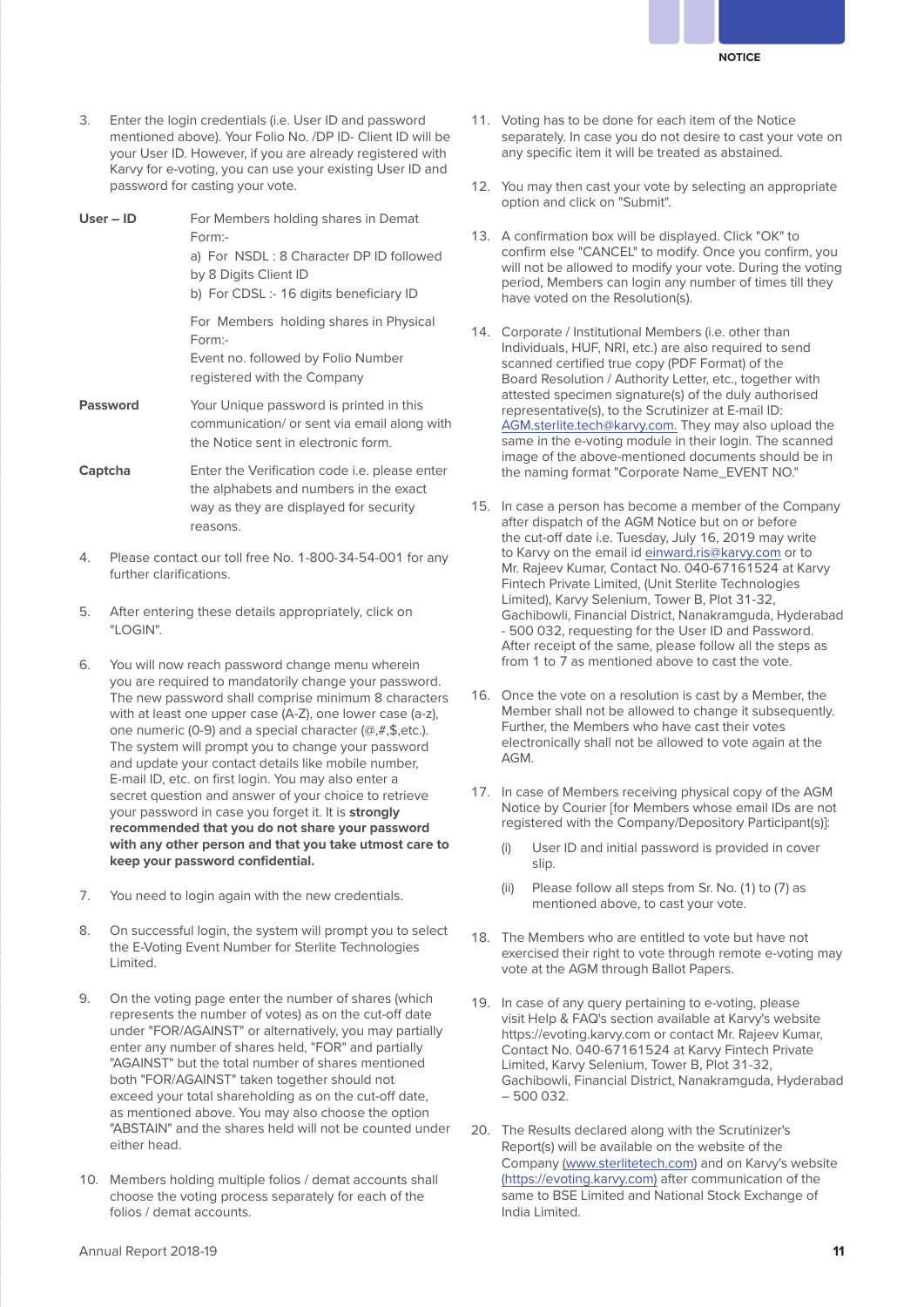3. Enter the login credentials (i.e. User ID and password mentioned above). Your Folio No. /DP ID- Client ID will be your User ID. However, if you are already registered with Karvy for e-voting, you can use your existing User ID and password for casting your vote.

| | |
|---|---|
| **User – ID** | For Members holding shares in Demat Form:-<br>a) For NSDL : 8 Character DP ID followed by 8 Digits Client ID<br>b) For CDSL :- 16 digits beneficiary ID<br><br>For Members holding shares in Physical Form:-<br>Event no. followed by Folio Number registered with the Company |
| **Password** | Your Unique password is printed in this communication/ or sent via email along with the Notice sent in electronic form. |
| **Captcha** | Enter the Verification code i.e. please enter the alphabets and numbers in the exact way as they are displayed for security reasons. |

4. Please contact our toll free No. 1-800-34-54-001 for any further clarifications.

5. After entering these details appropriately, click on "LOGIN".

6. You will now reach password change menu wherein you are required to mandatorily change your password. The new password shall comprise minimum 8 characters with at least one upper case (A-Z), one lower case (a-z), one numeric (0-9) and a special character (@,#,$,etc.). The system will prompt you to change your password and update your contact details like mobile number, E-mail ID, etc. on first login. You may also enter a secret question and answer of your choice to retrieve your password in case you forget it. It is **strongly recommended that you do not share your password with any other person and that you take utmost care to keep your password confidential.**

7. You need to login again with the new credentials.

8. On successful login, the system will prompt you to select the E-Voting Event Number for Sterlite Technologies Limited.

9. On the voting page enter the number of shares (which represents the number of votes) as on the cut-off date under "FOR/AGAINST" or alternatively, you may partially enter any number of shares held, "FOR" and partially "AGAINST" but the total number of shares mentioned both "FOR/AGAINST" taken together should not exceed your total shareholding as on the cut-off date, as mentioned above. You may also choose the option "ABSTAIN" and the shares held will not be counted under either head.

10. Members holding multiple folios / demat accounts shall choose the voting process separately for each of the folios / demat accounts.

11. Voting has to be done for each item of the Notice separately. In case you do not desire to cast your vote on any specific item it will be treated as abstained.

12. You may then cast your vote by selecting an appropriate option and click on "Submit".

13. A confirmation box will be displayed. Click "OK" to confirm else "CANCEL" to modify. Once you confirm, you will not be allowed to modify your vote. During the voting period, Members can login any number of times till they have voted on the Resolution(s).

14. Corporate / Institutional Members (i.e. other than Individuals, HUF, NRI, etc.) are also required to send scanned certified true copy (PDF Format) of the Board Resolution / Authority Letter, etc., together with attested specimen signature(s) of the duly authorised representative(s), to the Scrutinizer at E-mail ID: AGM.sterlite.tech@karvy.com. They may also upload the same in the e-voting module in their login. The scanned image of the above-mentioned documents should be in the naming format "Corporate Name_EVENT NO."

15. In case a person has become a member of the Company after dispatch of the AGM Notice but on or before the cut-off date i.e. Tuesday, July 16, 2019 may write to Karvy on the email id einward.ris@karvy.com or to Mr. Rajeev Kumar, Contact No. 040-67161524 at Karvy Fintech Private Limited, (Unit Sterlite Technologies Limited), Karvy Selenium, Tower B, Plot 31-32, Gachibowli, Financial District, Nanakramguda, Hyderabad - 500 032, requesting for the User ID and Password. After receipt of the same, please follow all the steps as from 1 to 7 as mentioned above to cast the vote.

16. Once the vote on a resolution is cast by a Member, the Member shall not be allowed to change it subsequently. Further, the Members who have cast their votes electronically shall not be allowed to vote again at the AGM.

17. In case of Members receiving physical copy of the AGM Notice by Courier [for Members whose email IDs are not registered with the Company/Depository Participant(s)]:

    (i) User ID and initial password is provided in cover slip.

    (ii) Please follow all steps from Sr. No. (1) to (7) as mentioned above, to cast your vote.

18. The Members who are entitled to vote but have not exercised their right to vote through remote e-voting may vote at the AGM through Ballot Papers.

19. In case of any query pertaining to e-voting, please visit Help & FAQ's section available at Karvy's website https://evoting.karvy.com or contact Mr. Rajeev Kumar, Contact No. 040-67161524 at Karvy Fintech Private Limited, Karvy Selenium, Tower B, Plot 31-32, Gachibowli, Financial District, Nanakramguda, Hyderabad – 500 032.

20. The Results declared along with the Scrutinizer's Report(s) will be available on the website of the Company (www.sterlitetech.com) and on Karvy's website (https://evoting.karvy.com) after communication of the same to BSE Limited and National Stock Exchange of India Limited.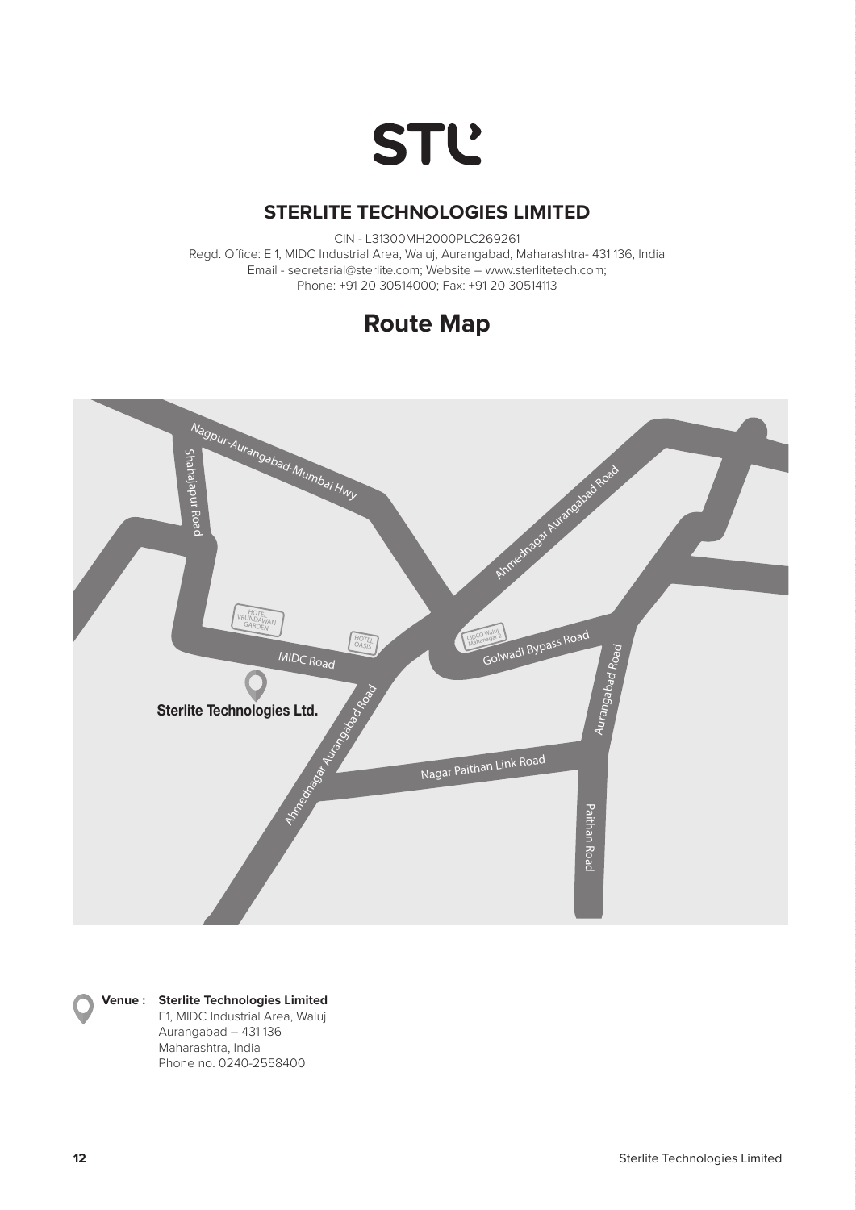STL

## STERLITE TECHNOLOGIES LIMITED

CIN - L31300MH2000PLC269261
Regd. Office: E 1, MIDC Industrial Area, Waluj, Aurangabad, Maharashtra- 431 136, India
Email - secretarial@sterlite.com; Website – www.sterlitetech.com;
Phone: +91 20 30514000; Fax: +91 20 30514113

# Route Map

Nagpur-Aurangabad-Mumbai Hwy

Shahajapur Road

Ahmednagar Aurangabad Road

HOTEL VRUNDAWAN GARDEN

HOTEL OASIS

CIDCO Waluj Mahanagar 2

MIDC Road

Golwadi Bypass Road

Sterlite Technologies Ltd.

Aurangabad Road

Ahmednagar Aurangabad Road

Nagar Paithan Link Road

Paithan Road

**Venue :** **Sterlite Technologies Limited**
E1, MIDC Industrial Area, Waluj
Aurangabad – 431 136
Maharashtra, India
Phone no. 0240-2558400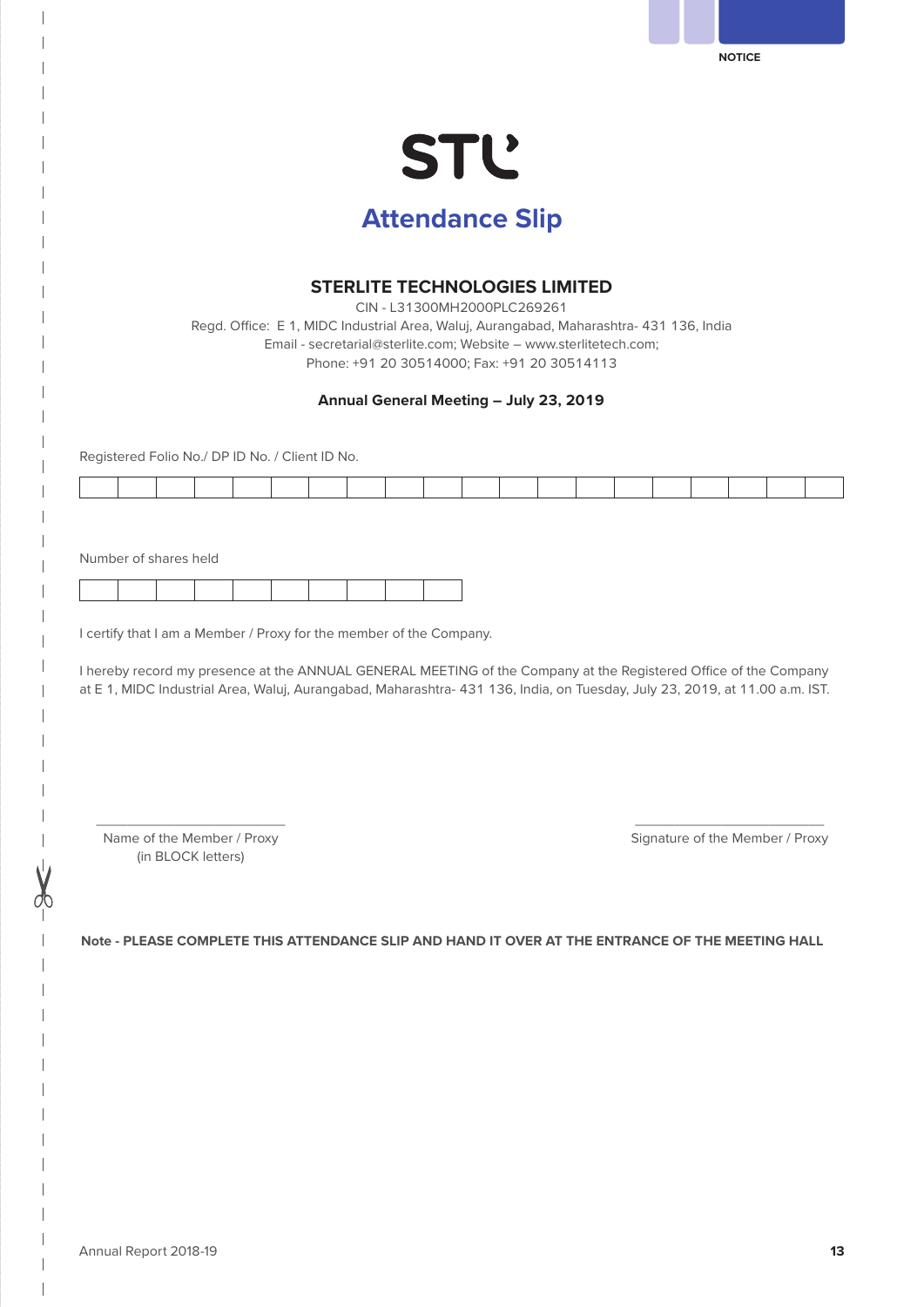STL

# Attendance Slip

## STERLITE TECHNOLOGIES LIMITED

CIN - L31300MH2000PLC269261

Regd. Office: E 1, MIDC Industrial Area, Waluj, Aurangabad, Maharashtra- 431 136, India

Email - secretarial@sterlite.com; Website – www.sterlitetech.com;

Phone: +91 20 30514000; Fax: +91 20 30514113

**Annual General Meeting – July 23, 2019**

Registered Folio No./ DP ID No. / Client ID No.

| | | | | | | | | | | | | | | | | | | | |
|---|---|---|---|---|---|---|---|---|---|---|---|---|---|---|---|---|---|---|---|

Number of shares held

| | | | | | | | | | |
|---|---|---|---|---|---|---|---|---|---|

I certify that I am a Member / Proxy for the member of the Company.

I hereby record my presence at the ANNUAL GENERAL MEETING of the Company at the Registered Office of the Company at E 1, MIDC Industrial Area, Waluj, Aurangabad, Maharashtra- 431 136, India, on Tuesday, July 23, 2019, at 11.00 a.m. IST.

\_\_\_\_\_\_\_\_\_\_\_\_\_\_\_\_\_\_\_\_\_\_\_\_\_\_\_\_

Name of the Member / Proxy
(in BLOCK letters)

\_\_\_\_\_\_\_\_\_\_\_\_\_\_\_\_\_\_\_\_\_\_\_\_\_\_\_\_

Signature of the Member / Proxy

**Note - PLEASE COMPLETE THIS ATTENDANCE SLIP AND HAND IT OVER AT THE ENTRANCE OF THE MEETING HALL**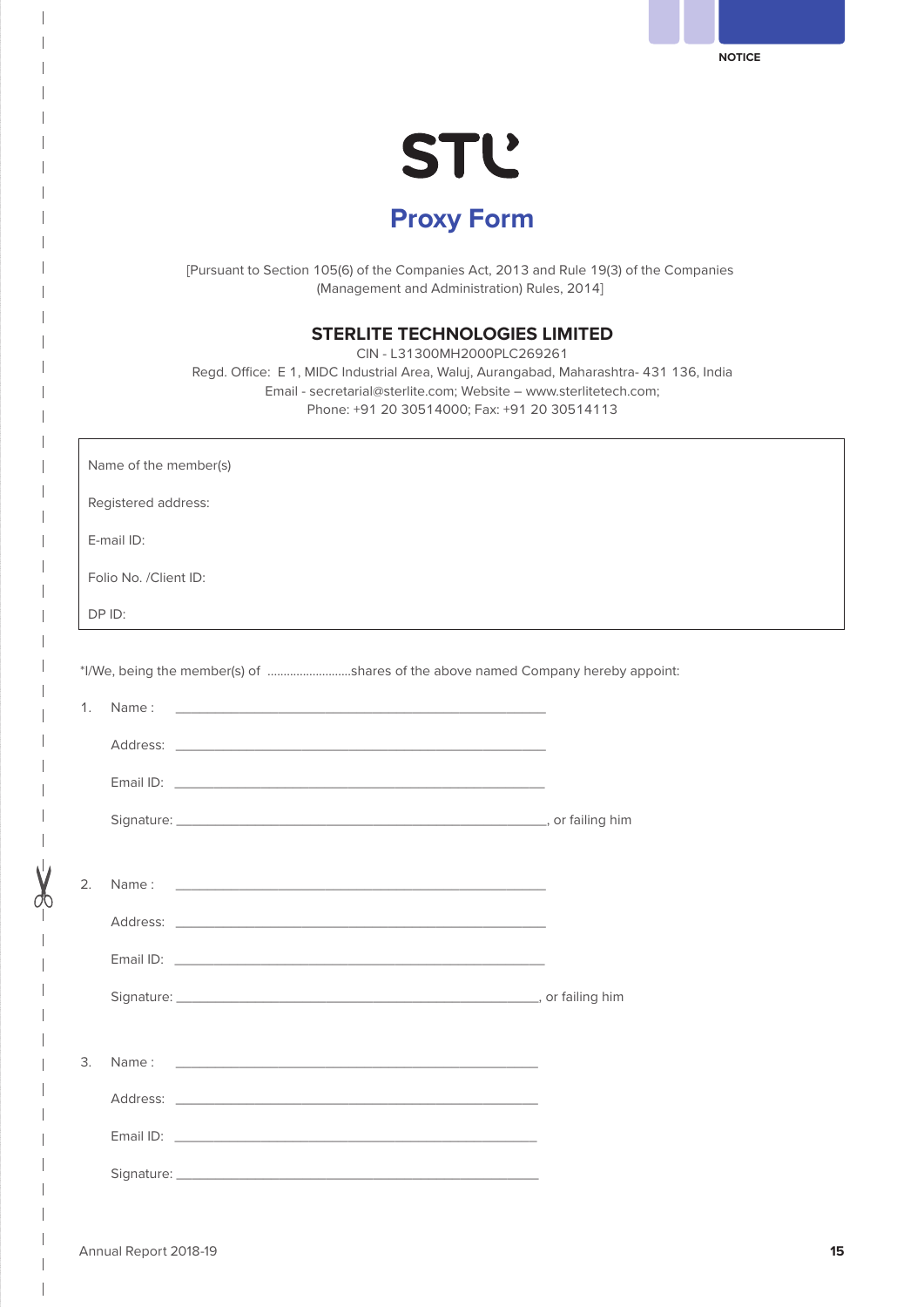STL

# Proxy Form

[Pursuant to Section 105(6) of the Companies Act, 2013 and Rule 19(3) of the Companies (Management and Administration) Rules, 2014]

## STERLITE TECHNOLOGIES LIMITED

CIN - L31300MH2000PLC269261
Regd. Office: E 1, MIDC Industrial Area, Waluj, Aurangabad, Maharashtra- 431 136, India
Email - secretarial@sterlite.com; Website – www.sterlitetech.com;
Phone: +91 20 30514000; Fax: +91 20 30514113

| |
|---|
| Name of the member(s) |
| Registered address: |
| E-mail ID: |
| Folio No. /Client ID: |
| DP ID: |

*I/We, being the member(s) of ........................shares of the above named Company hereby appoint:

1. Name : ____________________________________________

   Address: ____________________________________________

   Email ID: ____________________________________________

   Signature: ____________________________________________, or failing him

2. Name : ____________________________________________

   Address: ____________________________________________

   Email ID: ____________________________________________

   Signature: ____________________________________________, or failing him

3. Name : ____________________________________________

   Address: ____________________________________________

   Email ID: ____________________________________________

   Signature: ____________________________________________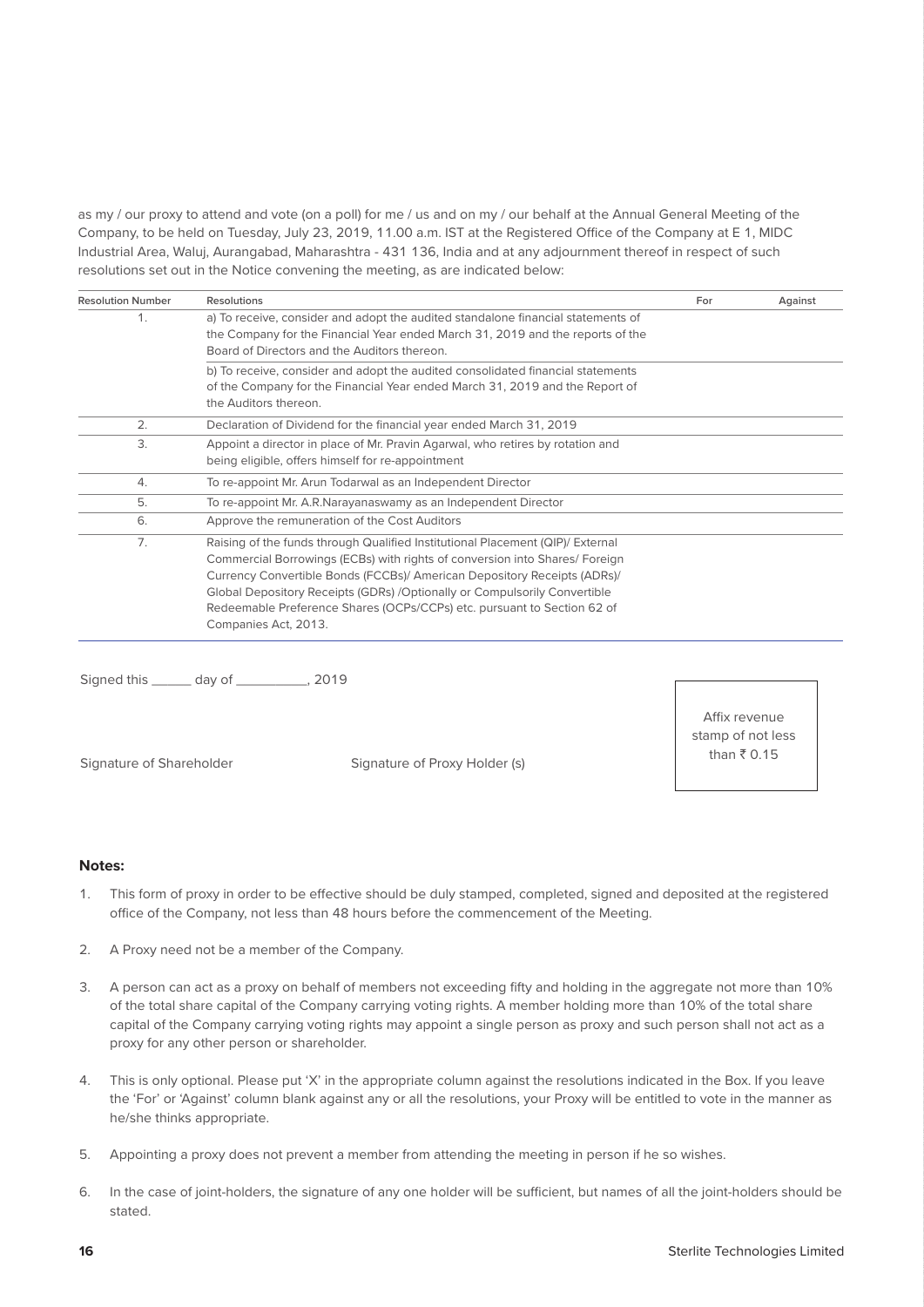as my / our proxy to attend and vote (on a poll) for me / us and on my / our behalf at the Annual General Meeting of the Company, to be held on Tuesday, July 23, 2019, 11.00 a.m. IST at the Registered Office of the Company at E 1, MIDC Industrial Area, Waluj, Aurangabad, Maharashtra - 431 136, India and at any adjournment thereof in respect of such resolutions set out in the Notice convening the meeting, as are indicated below:

| Resolution Number | Resolutions | For | Against |
|---|---|---|---|
| 1. | a) To receive, consider and adopt the audited standalone financial statements of the Company for the Financial Year ended March 31, 2019 and the reports of the Board of Directors and the Auditors thereon. | | |
| | b) To receive, consider and adopt the audited consolidated financial statements of the Company for the Financial Year ended March 31, 2019 and the Report of the Auditors thereon. | | |
| 2. | Declaration of Dividend for the financial year ended March 31, 2019 | | |
| 3. | Appoint a director in place of Mr. Pravin Agarwal, who retires by rotation and being eligible, offers himself for re-appointment | | |
| 4. | To re-appoint Mr. Arun Todarwal as an Independent Director | | |
| 5. | To re-appoint Mr. A.R.Narayanaswamy as an Independent Director | | |
| 6. | Approve the remuneration of the Cost Auditors | | |
| 7. | Raising of the funds through Qualified Institutional Placement (QIP)/ External Commercial Borrowings (ECBs) with rights of conversion into Shares/ Foreign Currency Convertible Bonds (FCCBs)/ American Depository Receipts (ADRs)/ Global Depository Receipts (GDRs) /Optionally or Compulsorily Convertible Redeemable Preference Shares (OCPs/CCPs) etc. pursuant to Section 62 of Companies Act, 2013. | | |

Signed this ______ day of __________, 2019

Affix revenue stamp of not less than ₹ 0.15

Signature of Shareholder                    Signature of Proxy Holder (s)

**Notes:**

1. This form of proxy in order to be effective should be duly stamped, completed, signed and deposited at the registered office of the Company, not less than 48 hours before the commencement of the Meeting.

2. A Proxy need not be a member of the Company.

3. A person can act as a proxy on behalf of members not exceeding fifty and holding in the aggregate not more than 10% of the total share capital of the Company carrying voting rights. A member holding more than 10% of the total share capital of the Company carrying voting rights may appoint a single person as proxy and such person shall not act as a proxy for any other person or shareholder.

4. This is only optional. Please put 'X' in the appropriate column against the resolutions indicated in the Box. If you leave the 'For' or 'Against' column blank against any or all the resolutions, your Proxy will be entitled to vote in the manner as he/she thinks appropriate.

5. Appointing a proxy does not prevent a member from attending the meeting in person if he so wishes.

6. In the case of joint-holders, the signature of any one holder will be sufficient, but names of all the joint-holders should be stated.